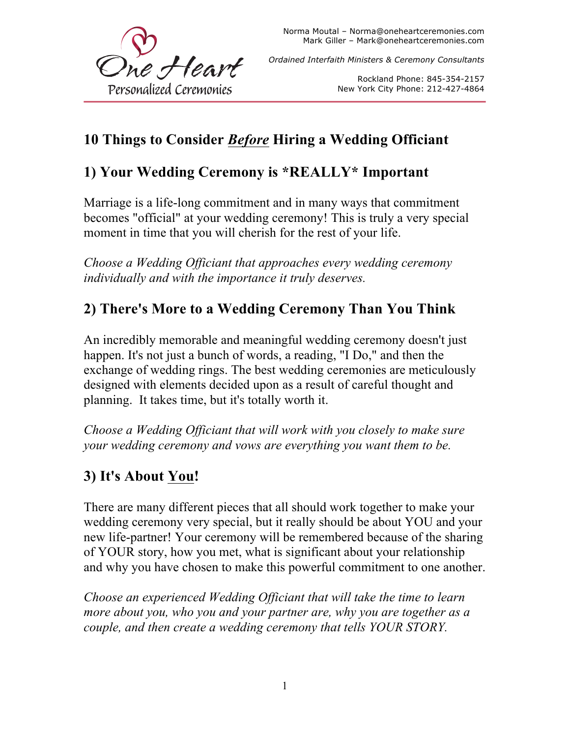Norma Moutal – Norma@oneheartceremonies.com
Mark Giller – Mark@oneheartceremonies.com

*Ordained Interfaith Ministers & Ceremony Consultants*

Rockland Phone: 845-354-2157
New York City Phone: 212-427-4864

# 10 Things to Consider *Before* Hiring a Wedding Officiant

## 1) Your Wedding Ceremony is *REALLY* Important

Marriage is a life-long commitment and in many ways that commitment becomes "official" at your wedding ceremony! This is truly a very special moment in time that you will cherish for the rest of your life.

*Choose a Wedding Officiant that approaches every wedding ceremony individually and with the importance it truly deserves.*

## 2) There's More to a Wedding Ceremony Than You Think

An incredibly memorable and meaningful wedding ceremony doesn't just happen. It's not just a bunch of words, a reading, "I Do," and then the exchange of wedding rings. The best wedding ceremonies are meticulously designed with elements decided upon as a result of careful thought and planning. It takes time, but it's totally worth it.

*Choose a Wedding Officiant that will work with you closely to make sure your wedding ceremony and vows are everything you want them to be.*

## 3) It's About You!

There are many different pieces that all should work together to make your wedding ceremony very special, but it really should be about YOU and your new life-partner! Your ceremony will be remembered because of the sharing of YOUR story, how you met, what is significant about your relationship and why you have chosen to make this powerful commitment to one another.

*Choose an experienced Wedding Officiant that will take the time to learn more about you, who you and your partner are, why you are together as a couple, and then create a wedding ceremony that tells YOUR STORY.*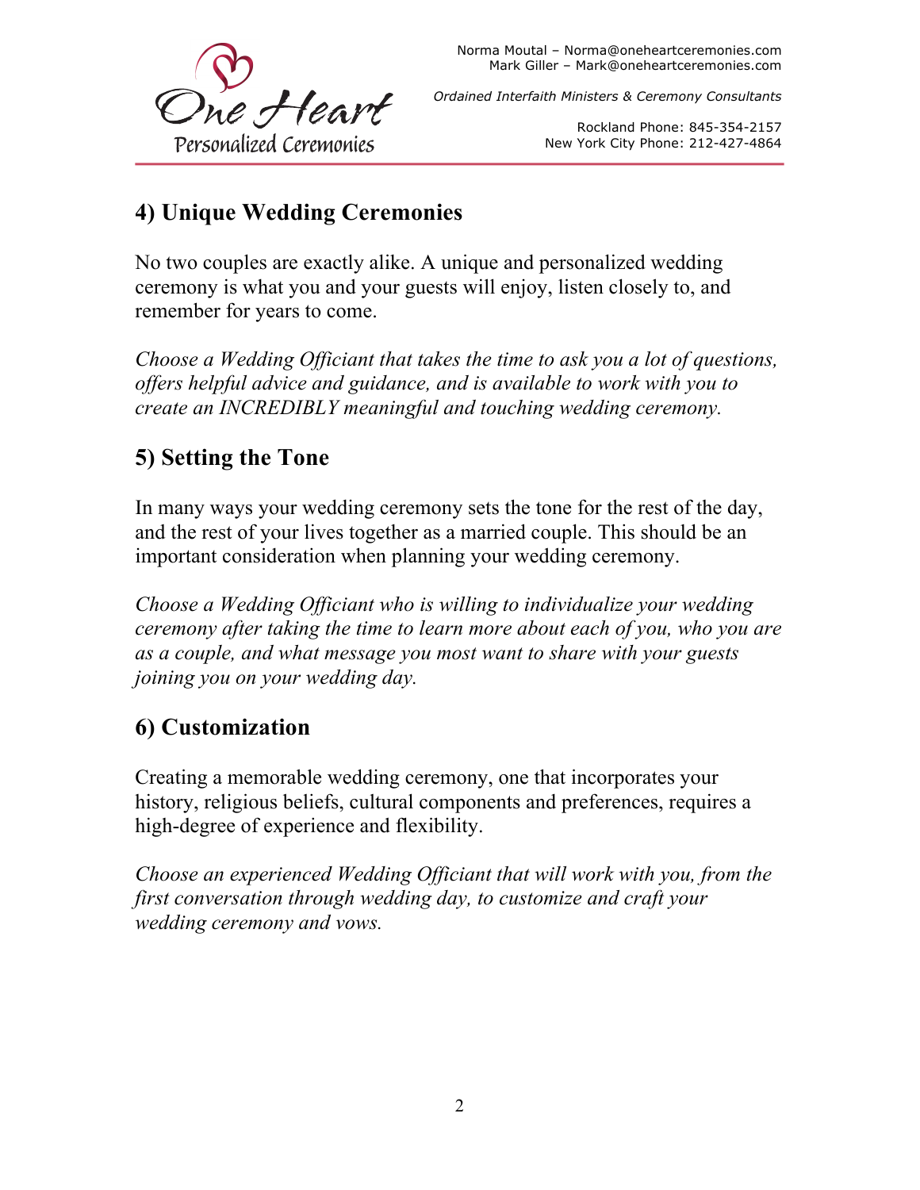## 4) Unique Wedding Ceremonies

No two couples are exactly alike. A unique and personalized wedding ceremony is what you and your guests will enjoy, listen closely to, and remember for years to come.

*Choose a Wedding Officiant that takes the time to ask you a lot of questions, offers helpful advice and guidance, and is available to work with you to create an INCREDIBLY meaningful and touching wedding ceremony.*

## 5) Setting the Tone

In many ways your wedding ceremony sets the tone for the rest of the day, and the rest of your lives together as a married couple. This should be an important consideration when planning your wedding ceremony.

*Choose a Wedding Officiant who is willing to individualize your wedding ceremony after taking the time to learn more about each of you, who you are as a couple, and what message you most want to share with your guests joining you on your wedding day.*

## 6) Customization

Creating a memorable wedding ceremony, one that incorporates your history, religious beliefs, cultural components and preferences, requires a high-degree of experience and flexibility.

*Choose an experienced Wedding Officiant that will work with you, from the first conversation through wedding day, to customize and craft your wedding ceremony and vows.*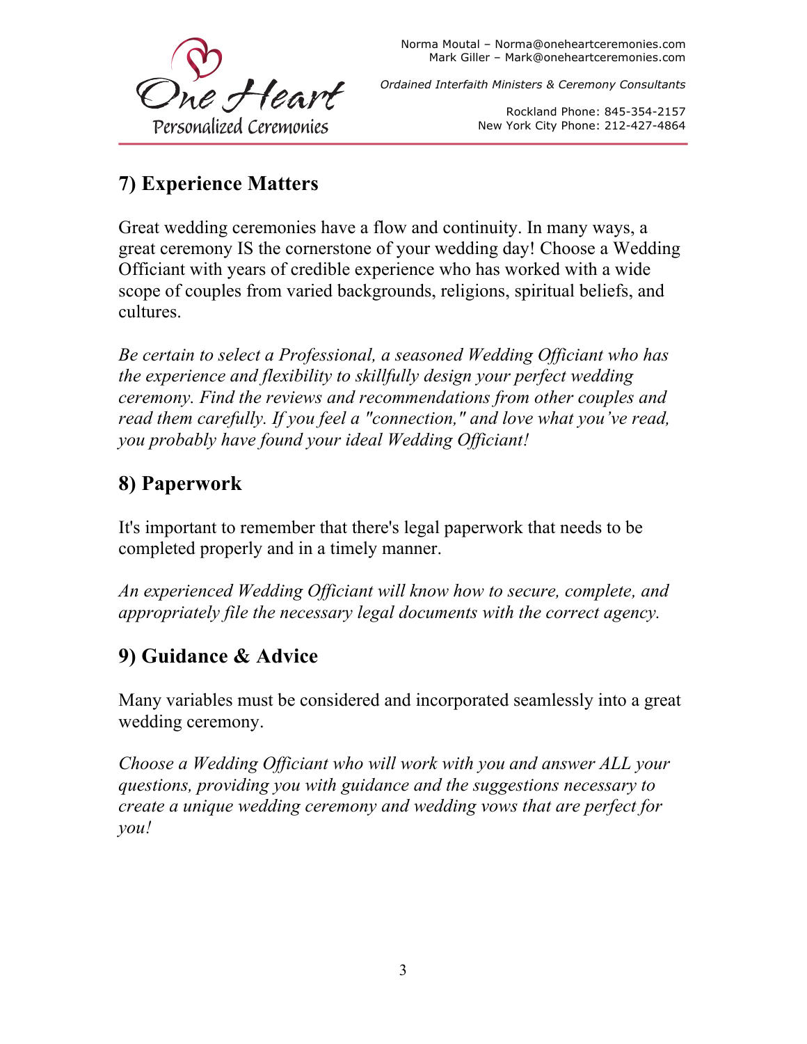## 7) Experience Matters

Great wedding ceremonies have a flow and continuity. In many ways, a great ceremony IS the cornerstone of your wedding day! Choose a Wedding Officiant with years of credible experience who has worked with a wide scope of couples from varied backgrounds, religions, spiritual beliefs, and cultures.

*Be certain to select a Professional, a seasoned Wedding Officiant who has the experience and flexibility to skillfully design your perfect wedding ceremony. Find the reviews and recommendations from other couples and read them carefully. If you feel a "connection," and love what you've read, you probably have found your ideal Wedding Officiant!*

## 8) Paperwork

It's important to remember that there's legal paperwork that needs to be completed properly and in a timely manner.

*An experienced Wedding Officiant will know how to secure, complete, and appropriately file the necessary legal documents with the correct agency.*

## 9) Guidance & Advice

Many variables must be considered and incorporated seamlessly into a great wedding ceremony.

*Choose a Wedding Officiant who will work with you and answer ALL your questions, providing you with guidance and the suggestions necessary to create a unique wedding ceremony and wedding vows that are perfect for you!*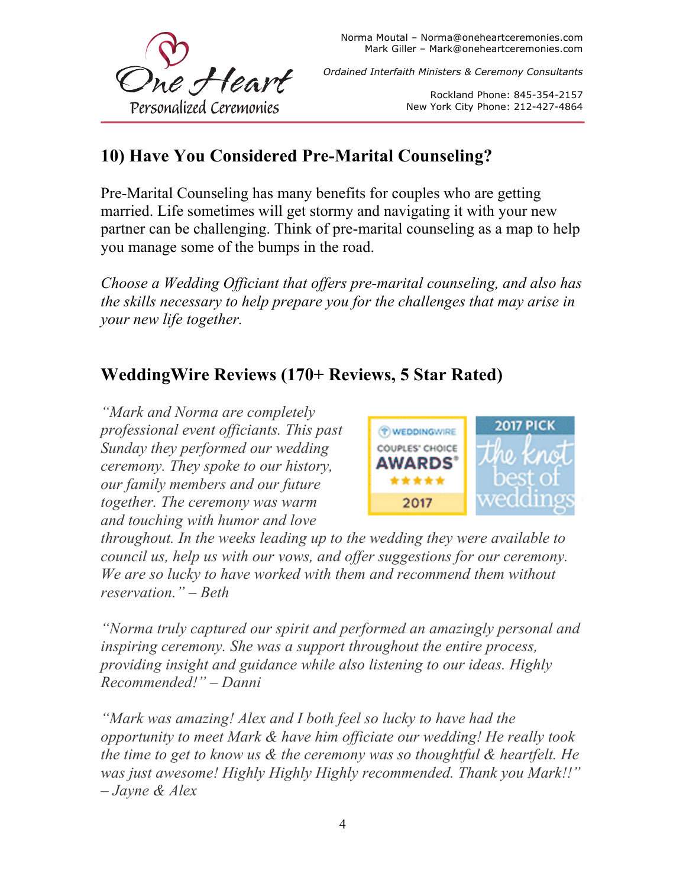## 10) Have You Considered Pre-Marital Counseling?

Pre-Marital Counseling has many benefits for couples who are getting married. Life sometimes will get stormy and navigating it with your new partner can be challenging. Think of pre-marital counseling as a map to help you manage some of the bumps in the road.

*Choose a Wedding Officiant that offers pre-marital counseling, and also has the skills necessary to help prepare you for the challenges that may arise in your new life together.*

## WeddingWire Reviews (170+ Reviews, 5 Star Rated)

*"Mark and Norma are completely professional event officiants. This past Sunday they performed our wedding ceremony. They spoke to our history, our family members and our future together. The ceremony was warm and touching with humor and love throughout. In the weeks leading up to the wedding they were available to council us, help us with our vows, and offer suggestions for our ceremony. We are so lucky to have worked with them and recommend them without reservation." – Beth*

*"Norma truly captured our spirit and performed an amazingly personal and inspiring ceremony. She was a support throughout the entire process, providing insight and guidance while also listening to our ideas. Highly Recommended!" – Danni*

*"Mark was amazing! Alex and I both feel so lucky to have had the opportunity to meet Mark & have him officiate our wedding! He really took the time to get to know us & the ceremony was so thoughtful & heartfelt. He was just awesome! Highly Highly Highly recommended. Thank you Mark!!" – Jayne & Alex*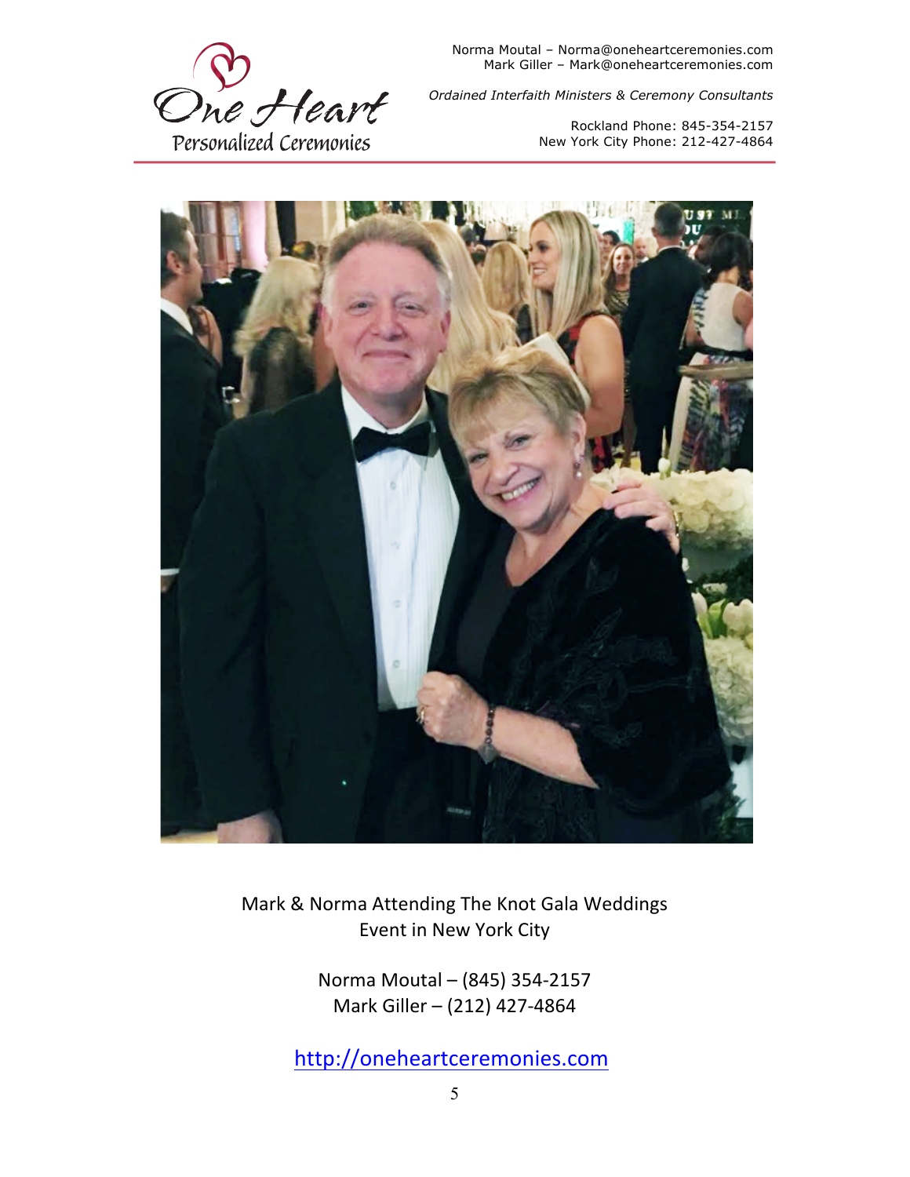Mark & Norma Attending The Knot Gala Weddings Event in New York City

Norma Moutal – (845) 354-2157
Mark Giller – (212) 427-4864

http://oneheartceremonies.com